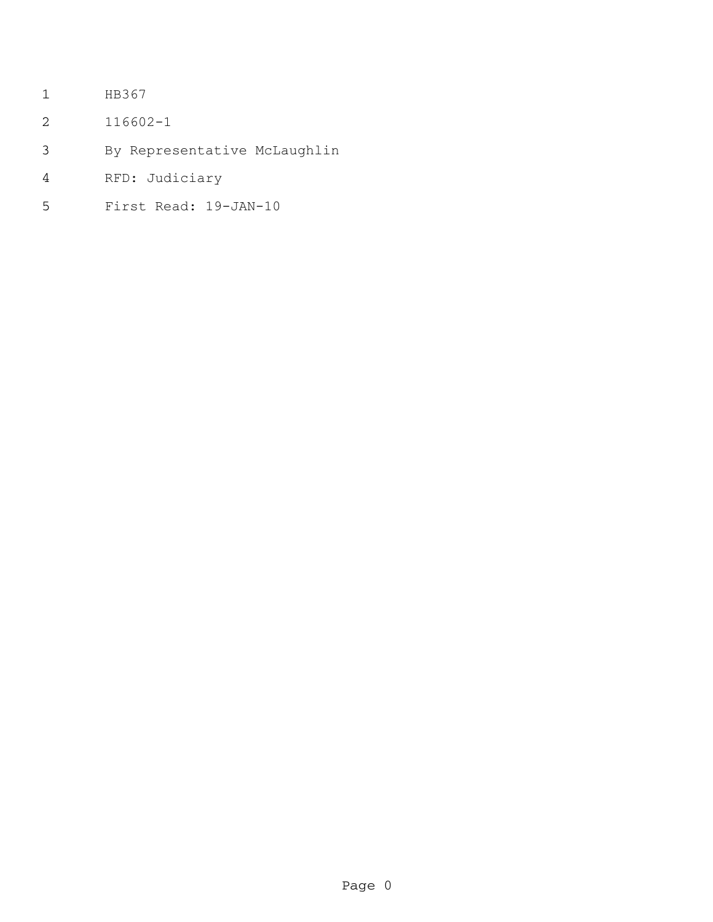HB367

116602-1

By Representative McLaughlin

RFD: Judiciary

First Read: 19-JAN-10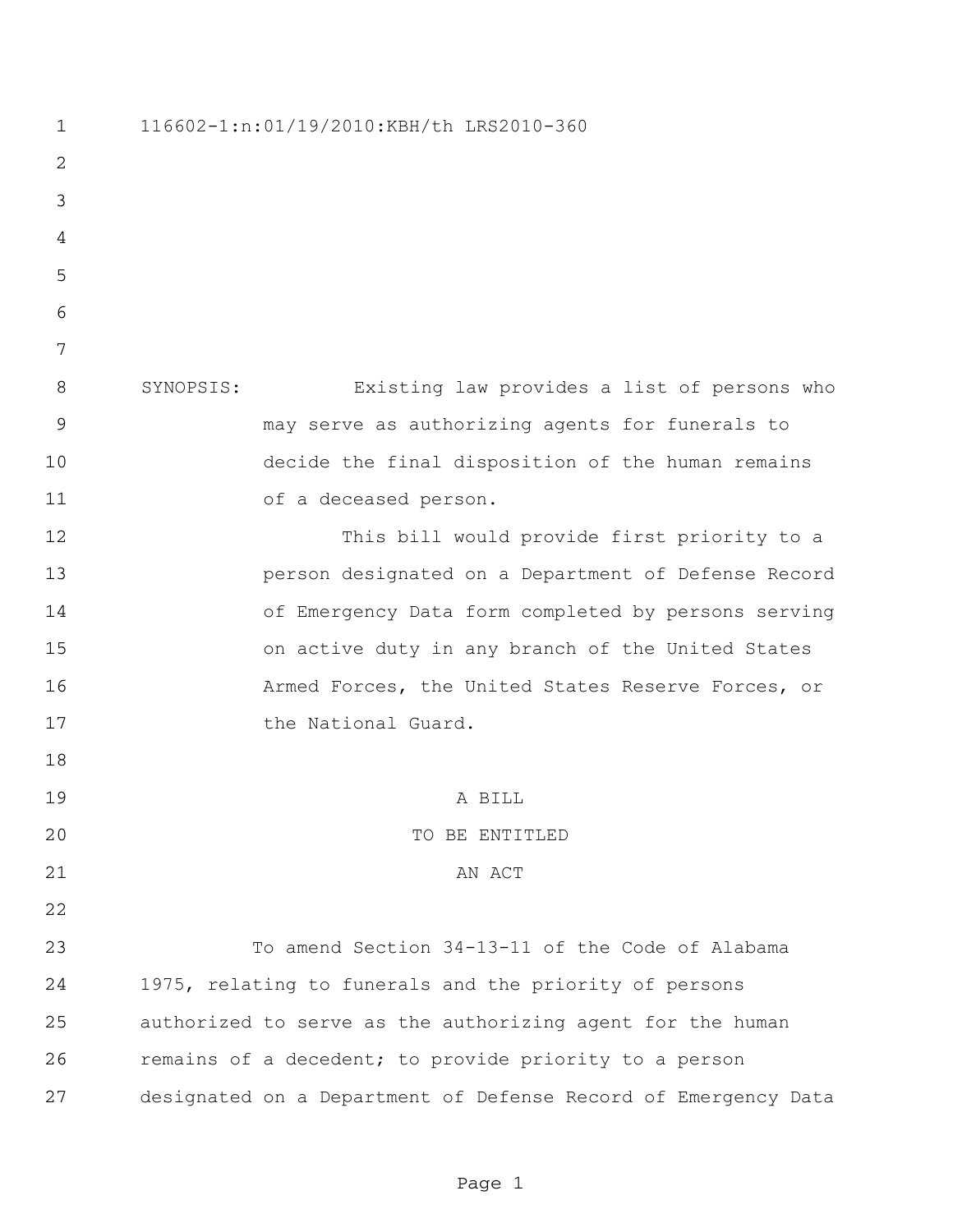116602-1:n:01/19/2010:KBH/th LRS2010-360

SYNOPSIS: Existing law provides a list of persons who may serve as authorizing agents for funerals to decide the final disposition of the human remains of a deceased person.

This bill would provide first priority to a person designated on a Department of Defense Record of Emergency Data form completed by persons serving on active duty in any branch of the United States Armed Forces, the United States Reserve Forces, or the National Guard.

A BILL

TO BE ENTITLED

AN ACT

To amend Section 34-13-11 of the Code of Alabama 1975, relating to funerals and the priority of persons authorized to serve as the authorizing agent for the human remains of a decedent; to provide priority to a person designated on a Department of Defense Record of Emergency Data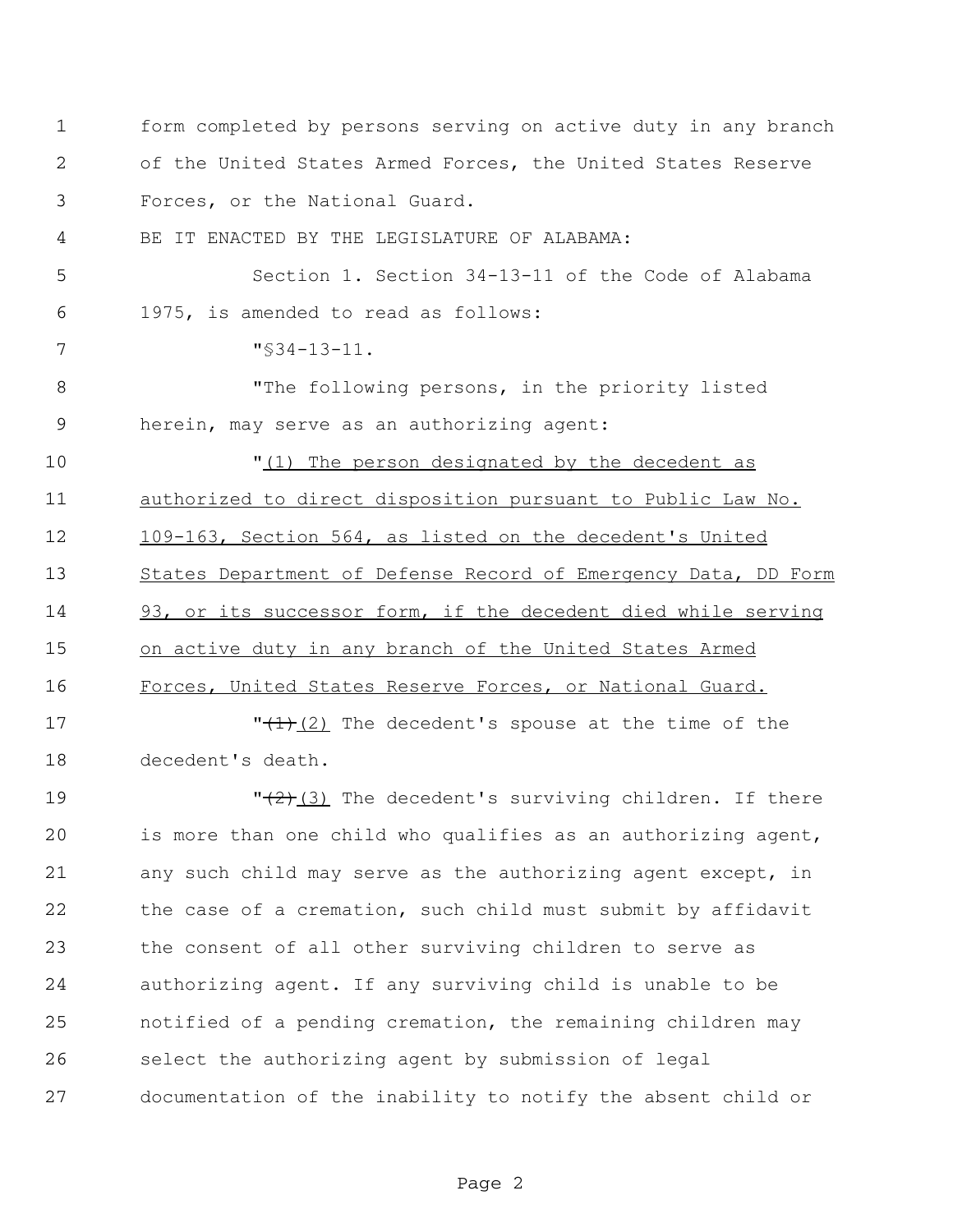form completed by persons serving on active duty in any branch of the United States Armed Forces, the United States Reserve Forces, or the National Guard.

BE IT ENACTED BY THE LEGISLATURE OF ALABAMA:

Section 1. Section 34-13-11 of the Code of Alabama 1975, is amended to read as follows:

"§34-13-11.

"The following persons, in the priority listed herein, may serve as an authorizing agent:

"(1) The person designated by the decedent as authorized to direct disposition pursuant to Public Law No. 109-163, Section 564, as listed on the decedent's United States Department of Defense Record of Emergency Data, DD Form 93, or its successor form, if the decedent died while serving on active duty in any branch of the United States Armed Forces, United States Reserve Forces, or National Guard.

"~~(1)~~(2) The decedent's spouse at the time of the decedent's death.

"~~(2)~~(3) The decedent's surviving children. If there is more than one child who qualifies as an authorizing agent, any such child may serve as the authorizing agent except, in the case of a cremation, such child must submit by affidavit the consent of all other surviving children to serve as authorizing agent. If any surviving child is unable to be notified of a pending cremation, the remaining children may select the authorizing agent by submission of legal documentation of the inability to notify the absent child or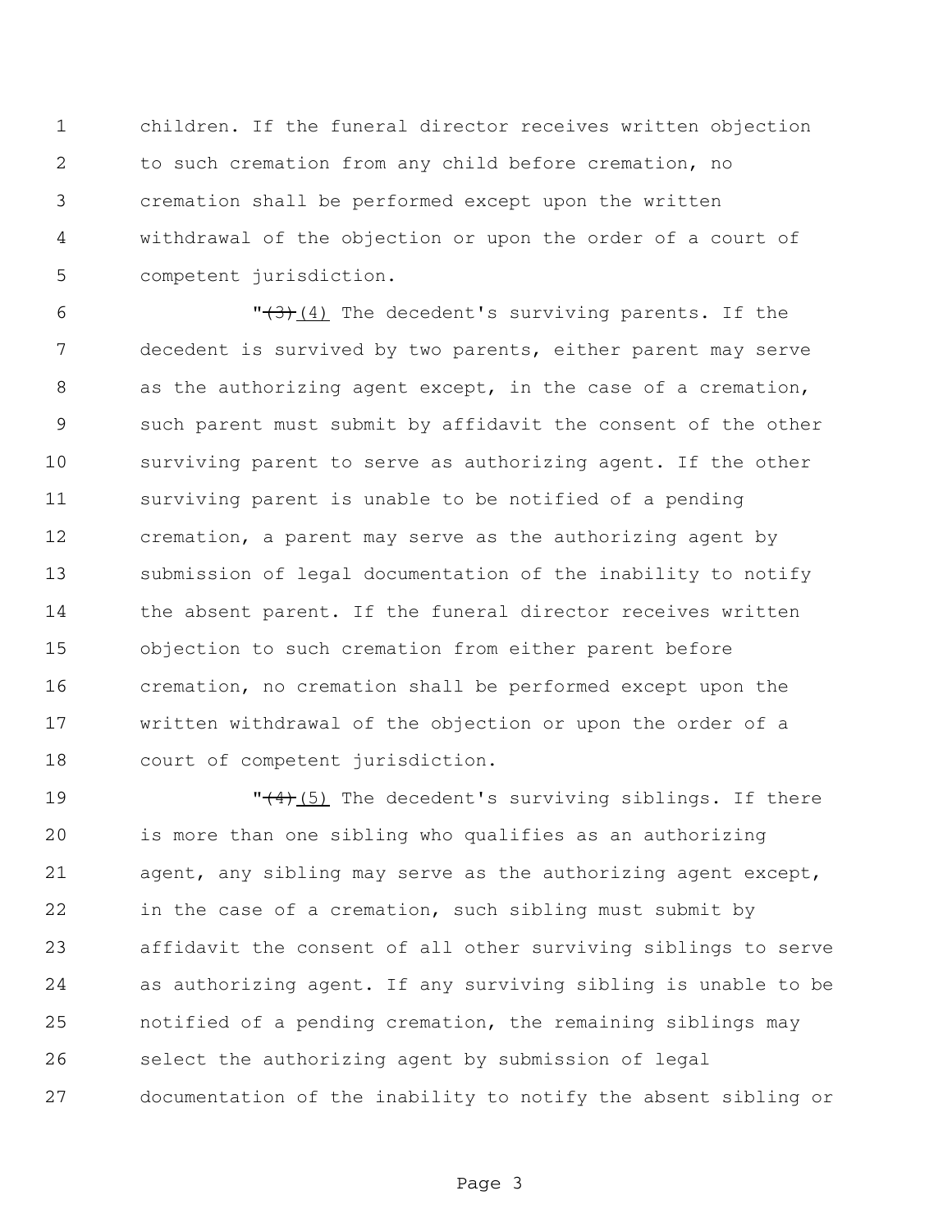children. If the funeral director receives written objection to such cremation from any child before cremation, no cremation shall be performed except upon the written withdrawal of the objection or upon the order of a court of competent jurisdiction.

"~~(3)~~ (4) The decedent's surviving parents. If the decedent is survived by two parents, either parent may serve as the authorizing agent except, in the case of a cremation, such parent must submit by affidavit the consent of the other surviving parent to serve as authorizing agent. If the other surviving parent is unable to be notified of a pending cremation, a parent may serve as the authorizing agent by submission of legal documentation of the inability to notify the absent parent. If the funeral director receives written objection to such cremation from either parent before cremation, no cremation shall be performed except upon the written withdrawal of the objection or upon the order of a court of competent jurisdiction.

"~~(4)~~ (5) The decedent's surviving siblings. If there is more than one sibling who qualifies as an authorizing agent, any sibling may serve as the authorizing agent except, in the case of a cremation, such sibling must submit by affidavit the consent of all other surviving siblings to serve as authorizing agent. If any surviving sibling is unable to be notified of a pending cremation, the remaining siblings may select the authorizing agent by submission of legal documentation of the inability to notify the absent sibling or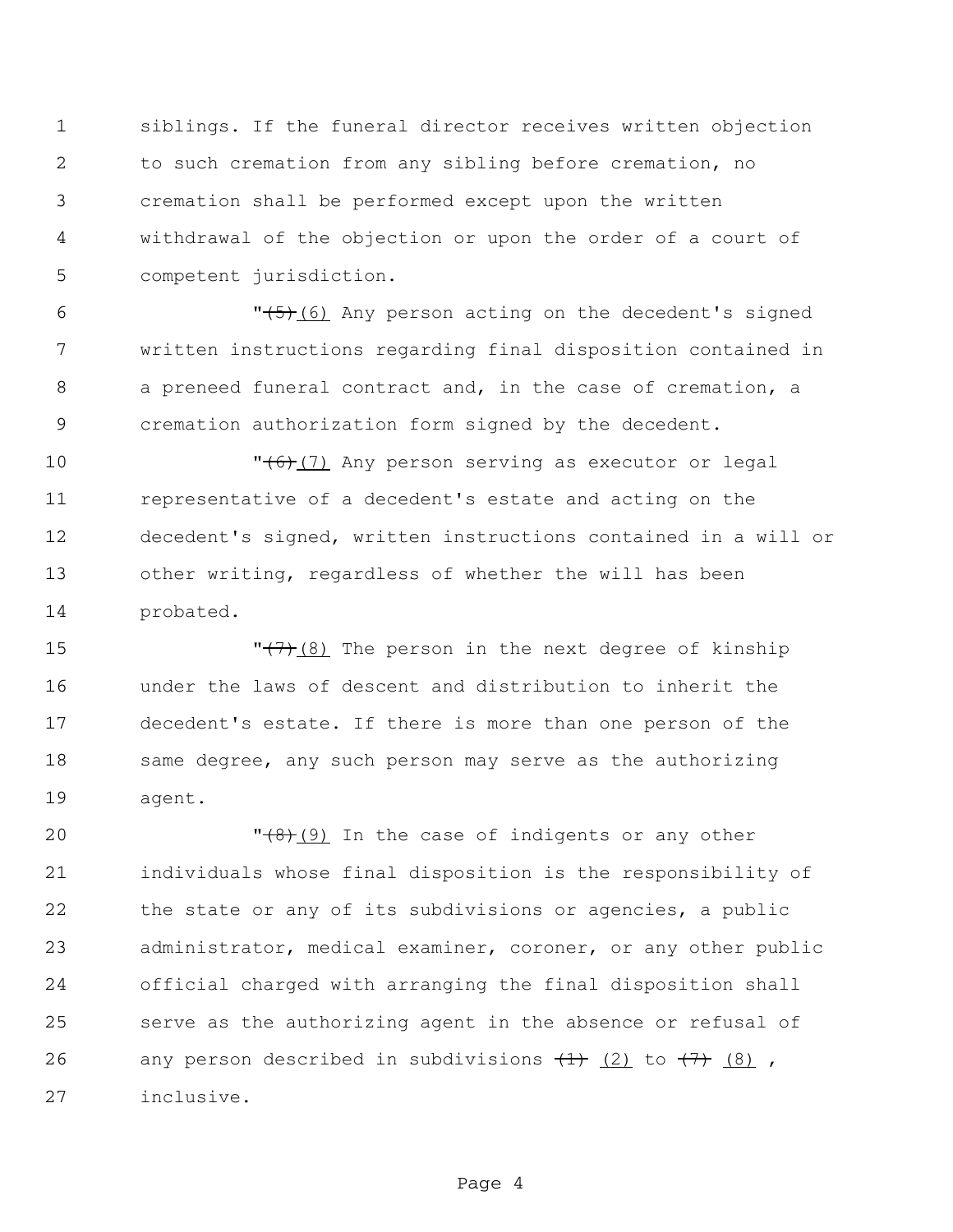siblings. If the funeral director receives written objection to such cremation from any sibling before cremation, no cremation shall be performed except upon the written withdrawal of the objection or upon the order of a court of competent jurisdiction.

"~~(5)~~ (6) Any person acting on the decedent's signed written instructions regarding final disposition contained in a preneed funeral contract and, in the case of cremation, a cremation authorization form signed by the decedent.

"~~(6)~~ (7) Any person serving as executor or legal representative of a decedent's estate and acting on the decedent's signed, written instructions contained in a will or other writing, regardless of whether the will has been probated.

"~~(7)~~ (8) The person in the next degree of kinship under the laws of descent and distribution to inherit the decedent's estate. If there is more than one person of the same degree, any such person may serve as the authorizing agent.

"~~(8)~~ (9) In the case of indigents or any other individuals whose final disposition is the responsibility of the state or any of its subdivisions or agencies, a public administrator, medical examiner, coroner, or any other public official charged with arranging the final disposition shall serve as the authorizing agent in the absence or refusal of any person described in subdivisions ~~(1)~~ (2) to ~~(7)~~ (8) , inclusive.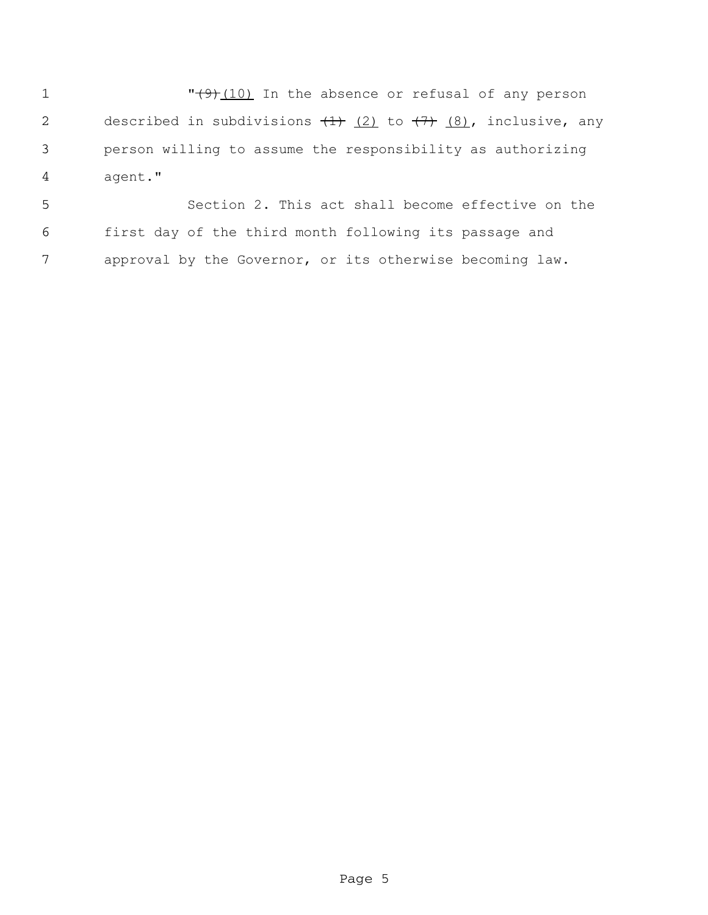"~~(9)~~ (10) In the absence or refusal of any person described in subdivisions ~~(1)~~ (2) to ~~(7)~~ (8), inclusive, any person willing to assume the responsibility as authorizing agent."

Section 2. This act shall become effective on the first day of the third month following its passage and approval by the Governor, or its otherwise becoming law.